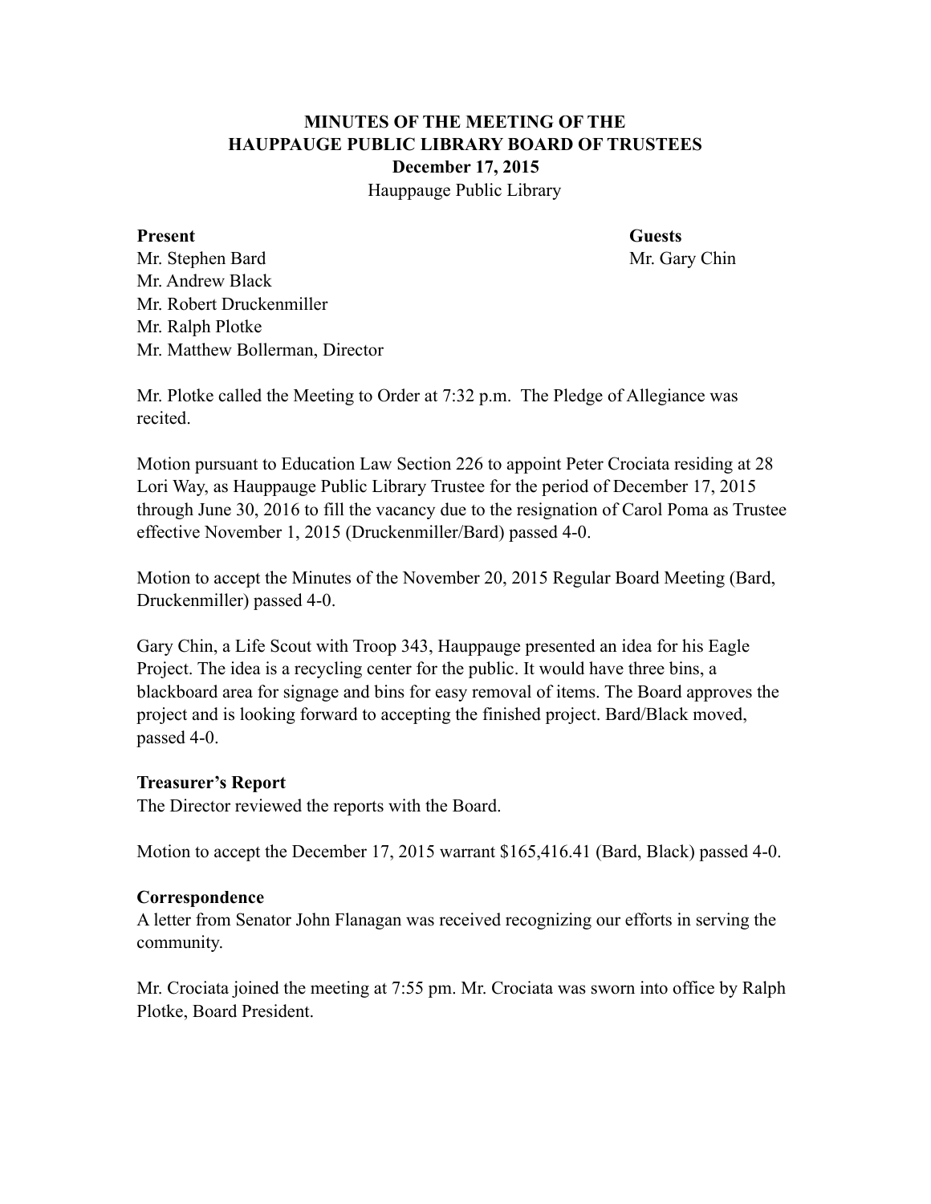**MINUTES OF THE MEETING OF THE**
**HAUPPAUGE PUBLIC LIBRARY BOARD OF TRUSTEES**
**December 17, 2015**
Hauppauge Public Library

| **Present** | **Guests** |
|---|---|
| Mr. Stephen Bard | Mr. Gary Chin |
| Mr. Andrew Black | |
| Mr. Robert Druckenmiller | |
| Mr. Ralph Plotke | |
| Mr. Matthew Bollerman, Director | |

Mr. Plotke called the Meeting to Order at 7:32 p.m. The Pledge of Allegiance was recited.

Motion pursuant to Education Law Section 226 to appoint Peter Crociata residing at 28 Lori Way, as Hauppauge Public Library Trustee for the period of December 17, 2015 through June 30, 2016 to fill the vacancy due to the resignation of Carol Poma as Trustee effective November 1, 2015 (Druckenmiller/Bard) passed 4-0.

Motion to accept the Minutes of the November 20, 2015 Regular Board Meeting (Bard, Druckenmiller) passed 4-0.

Gary Chin, a Life Scout with Troop 343, Hauppauge presented an idea for his Eagle Project. The idea is a recycling center for the public. It would have three bins, a blackboard area for signage and bins for easy removal of items. The Board approves the project and is looking forward to accepting the finished project. Bard/Black moved, passed 4-0.

**Treasurer's Report**
The Director reviewed the reports with the Board.

Motion to accept the December 17, 2015 warrant $165,416.41 (Bard, Black) passed 4-0.

**Correspondence**
A letter from Senator John Flanagan was received recognizing our efforts in serving the community.

Mr. Crociata joined the meeting at 7:55 pm. Mr. Crociata was sworn into office by Ralph Plotke, Board President.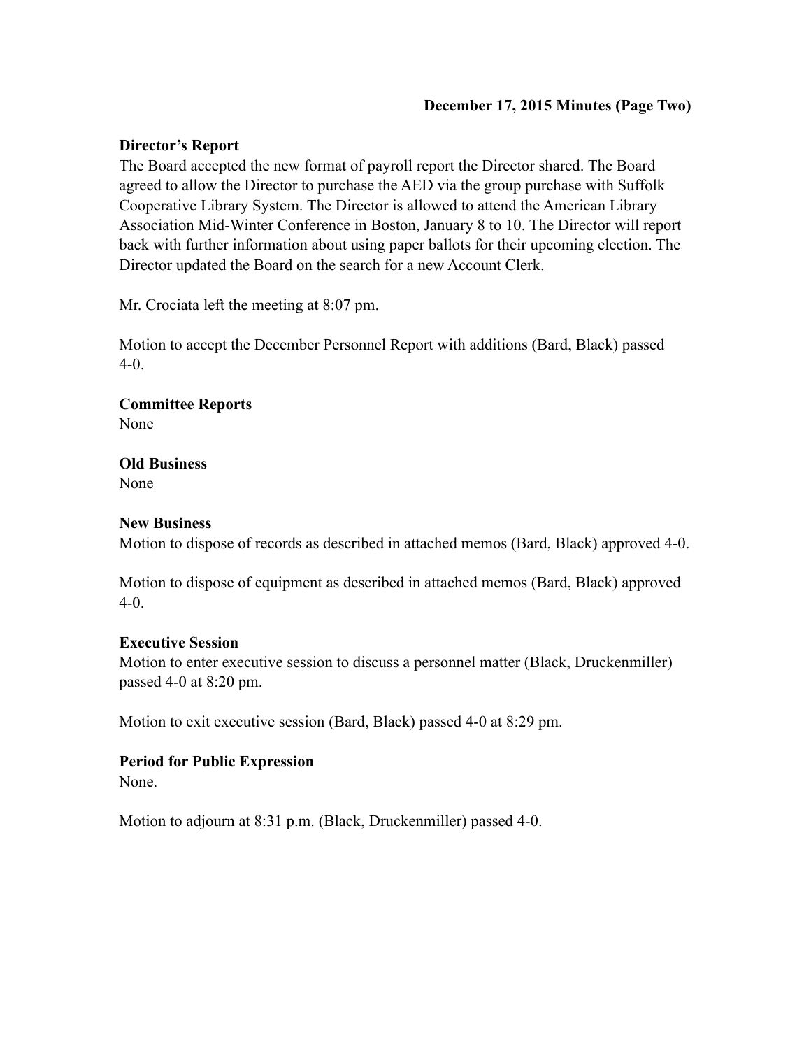**December 17, 2015 Minutes (Page Two)**

**Director's Report**

The Board accepted the new format of payroll report the Director shared. The Board agreed to allow the Director to purchase the AED via the group purchase with Suffolk Cooperative Library System. The Director is allowed to attend the American Library Association Mid-Winter Conference in Boston, January 8 to 10. The Director will report back with further information about using paper ballots for their upcoming election. The Director updated the Board on the search for a new Account Clerk.

Mr. Crociata left the meeting at 8:07 pm.

Motion to accept the December Personnel Report with additions (Bard, Black) passed 4-0.

**Committee Reports**

None

**Old Business**

None

**New Business**

Motion to dispose of records as described in attached memos (Bard, Black) approved 4-0.

Motion to dispose of equipment as described in attached memos (Bard, Black) approved 4-0.

**Executive Session**

Motion to enter executive session to discuss a personnel matter (Black, Druckenmiller) passed 4-0 at 8:20 pm.

Motion to exit executive session (Bard, Black) passed 4-0 at 8:29 pm.

**Period for Public Expression**

None.

Motion to adjourn at 8:31 p.m. (Black, Druckenmiller) passed 4-0.